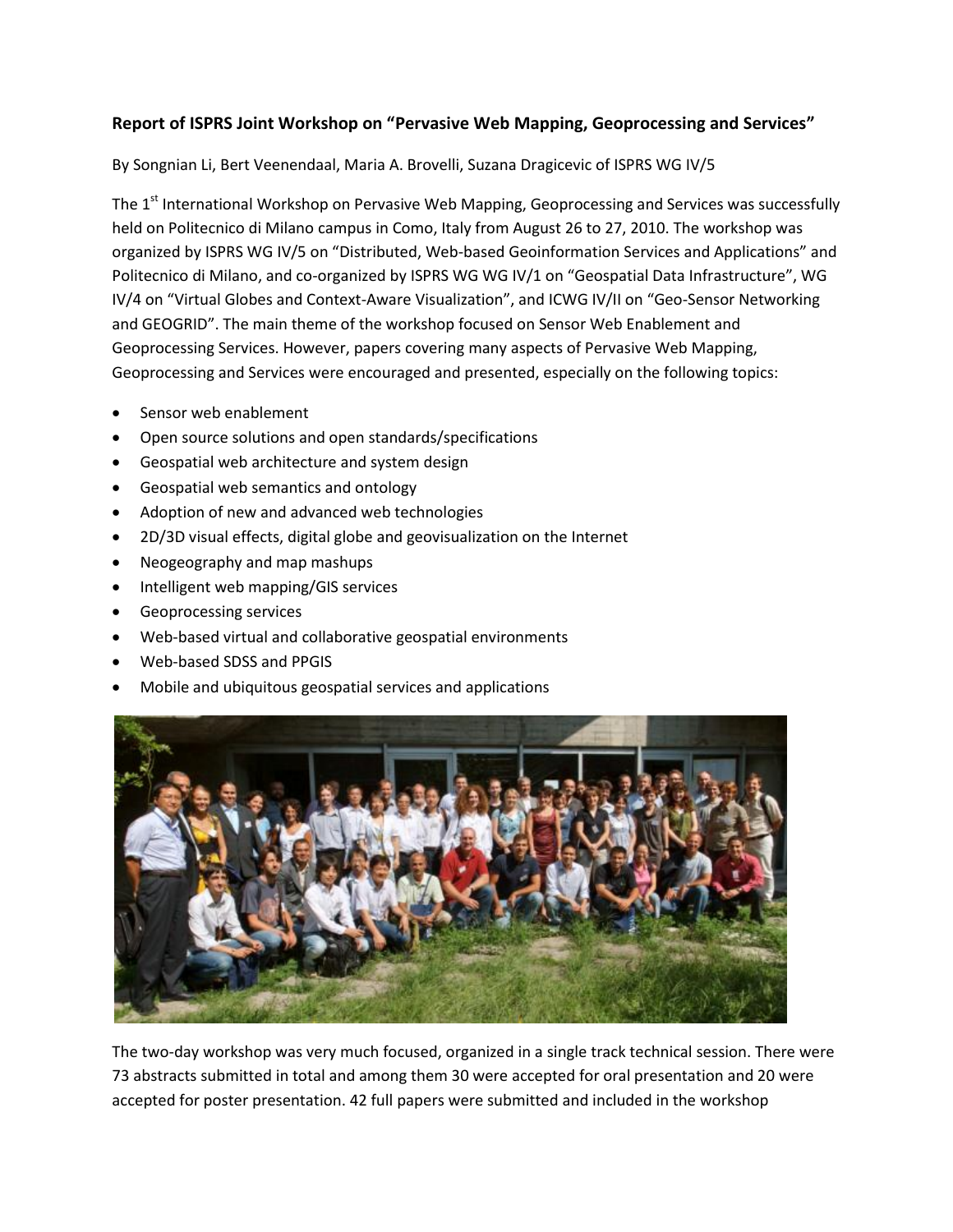### Report of ISPRS Joint Workshop on "Pervasive Web Mapping, Geoprocessing and Services"

By Songnian Li, Bert Veenendaal, Maria A. Brovelli, Suzana Dragicevic of ISPRS WG IV/5

The 1st International Workshop on Pervasive Web Mapping, Geoprocessing and Services was successfully held on Politecnico di Milano campus in Como, Italy from August 26 to 27, 2010. The workshop was organized by ISPRS WG IV/5 on "Distributed, Web-based Geoinformation Services and Applications" and Politecnico di Milano, and co-organized by ISPRS WG WG IV/1 on "Geospatial Data Infrastructure", WG IV/4 on "Virtual Globes and Context-Aware Visualization", and ICWG IV/II on "Geo-Sensor Networking and GEOGRID". The main theme of the workshop focused on Sensor Web Enablement and Geoprocessing Services. However, papers covering many aspects of Pervasive Web Mapping, Geoprocessing and Services were encouraged and presented, especially on the following topics:

- Sensor web enablement
- Open source solutions and open standards/specifications
- Geospatial web architecture and system design
- Geospatial web semantics and ontology
- Adoption of new and advanced web technologies
- 2D/3D visual effects, digital globe and geovisualization on the Internet
- Neogeography and map mashups
- Intelligent web mapping/GIS services
- Geoprocessing services
- Web-based virtual and collaborative geospatial environments
- Web-based SDSS and PPGIS
- Mobile and ubiquitous geospatial services and applications

The two-day workshop was very much focused, organized in a single track technical session. There were 73 abstracts submitted in total and among them 30 were accepted for oral presentation and 20 were accepted for poster presentation. 42 full papers were submitted and included in the workshop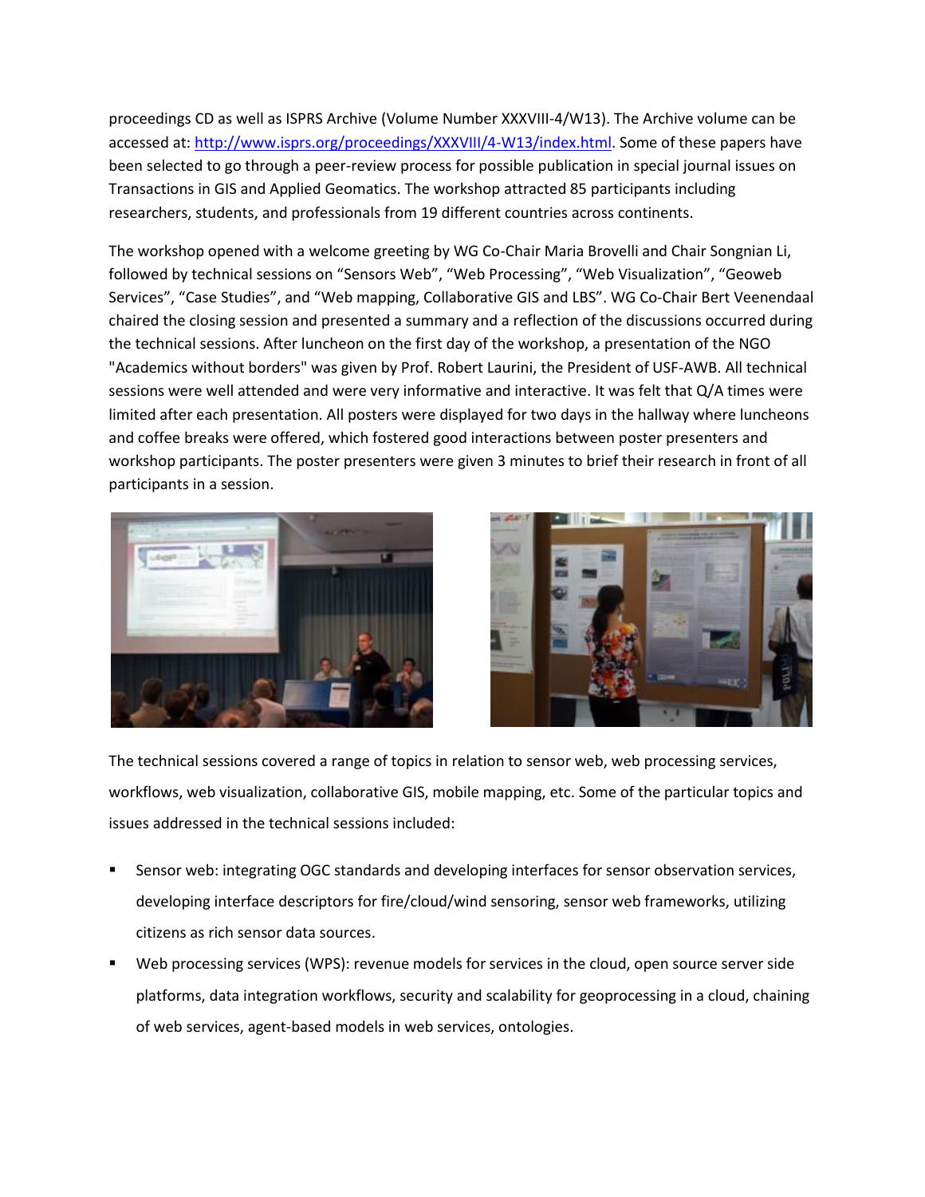proceedings CD as well as ISPRS Archive (Volume Number XXXVIII-4/W13). The Archive volume can be accessed at: http://www.isprs.org/proceedings/XXXVIII/4-W13/index.html. Some of these papers have been selected to go through a peer-review process for possible publication in special journal issues on Transactions in GIS and Applied Geomatics. The workshop attracted 85 participants including researchers, students, and professionals from 19 different countries across continents.

The workshop opened with a welcome greeting by WG Co-Chair Maria Brovelli and Chair Songnian Li, followed by technical sessions on “Sensors Web”, “Web Processing”, “Web Visualization”, “Geoweb Services”, “Case Studies”, and “Web mapping, Collaborative GIS and LBS”. WG Co-Chair Bert Veenendaal chaired the closing session and presented a summary and a reflection of the discussions occurred during the technical sessions. After luncheon on the first day of the workshop, a presentation of the NGO "Academics without borders" was given by Prof. Robert Laurini, the President of USF-AWB. All technical sessions were well attended and were very informative and interactive. It was felt that Q/A times were limited after each presentation. All posters were displayed for two days in the hallway where luncheons and coffee breaks were offered, which fostered good interactions between poster presenters and workshop participants. The poster presenters were given 3 minutes to brief their research in front of all participants in a session.

The technical sessions covered a range of topics in relation to sensor web, web processing services, workflows, web visualization, collaborative GIS, mobile mapping, etc. Some of the particular topics and issues addressed in the technical sessions included:

- Sensor web: integrating OGC standards and developing interfaces for sensor observation services, developing interface descriptors for fire/cloud/wind sensoring, sensor web frameworks, utilizing citizens as rich sensor data sources.
- Web processing services (WPS): revenue models for services in the cloud, open source server side platforms, data integration workflows, security and scalability for geoprocessing in a cloud, chaining of web services, agent-based models in web services, ontologies.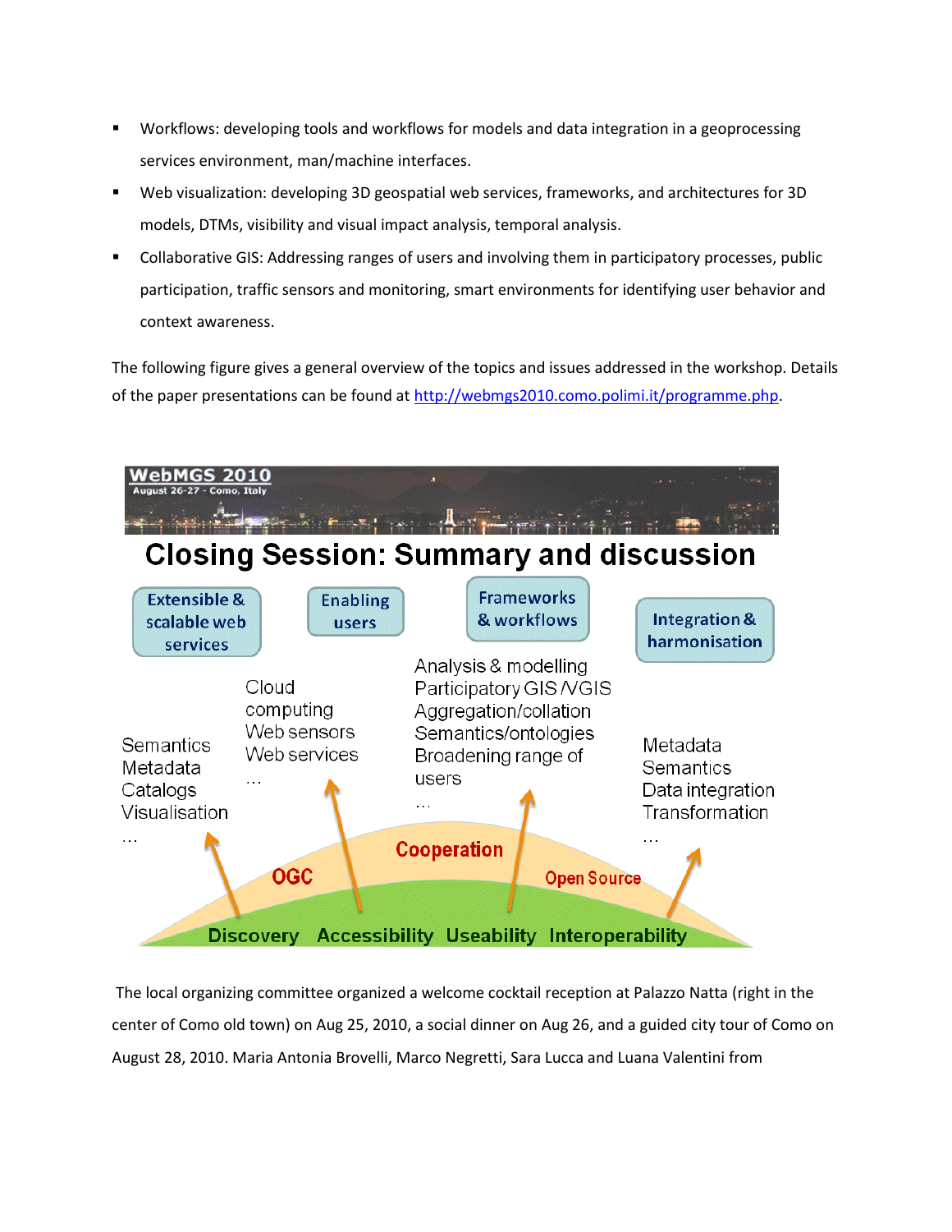- Workflows: developing tools and workflows for models and data integration in a geoprocessing services environment, man/machine interfaces.
- Web visualization: developing 3D geospatial web services, frameworks, and architectures for 3D models, DTMs, visibility and visual impact analysis, temporal analysis.
- Collaborative GIS: Addressing ranges of users and involving them in participatory processes, public participation, traffic sensors and monitoring, smart environments for identifying user behavior and context awareness.

The following figure gives a general overview of the topics and issues addressed in the workshop. Details of the paper presentations can be found at http://webmgs2010.como.polimi.it/programme.php.

WebMGS 2010
August 26-27 - Como, Italy

**Closing Session: Summary and discussion**

| Extensible & scalable web services | Enabling users | Frameworks & workflows | Integration & harmonisation |
| --- | --- | --- | --- |
| Semantics<br>Metadata<br>Catalogs<br>Visualisation<br>… | Cloud computing<br>Web sensors<br>Web services<br>… | Analysis & modelling<br>Participatory GIS /VGIS<br>Aggregation/collation<br>Semantics/ontologies<br>Broadening range of users<br>… | Metadata<br>Semantics<br>Data integration<br>Transformation<br>… |

OGC — Cooperation — Open Source

Discovery Accessibility Useability Interoperability

The local organizing committee organized a welcome cocktail reception at Palazzo Natta (right in the center of Como old town) on Aug 25, 2010, a social dinner on Aug 26, and a guided city tour of Como on August 28, 2010. Maria Antonia Brovelli, Marco Negretti, Sara Lucca and Luana Valentini from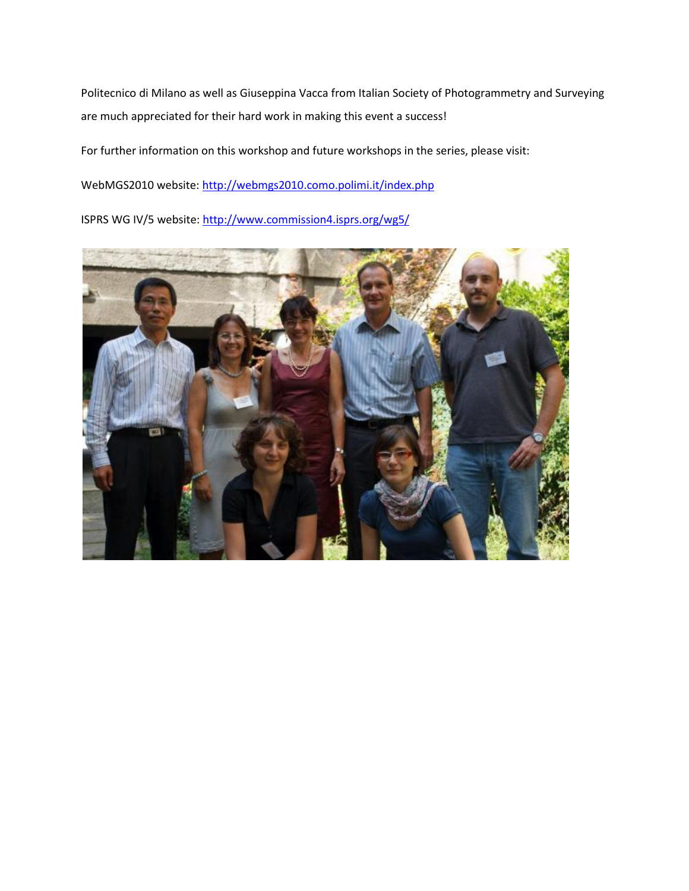Politecnico di Milano as well as Giuseppina Vacca from Italian Society of Photogrammetry and Surveying are much appreciated for their hard work in making this event a success!

For further information on this workshop and future workshops in the series, please visit:

WebMGS2010 website: http://webmgs2010.como.polimi.it/index.php

ISPRS WG IV/5 website: http://www.commission4.isprs.org/wg5/